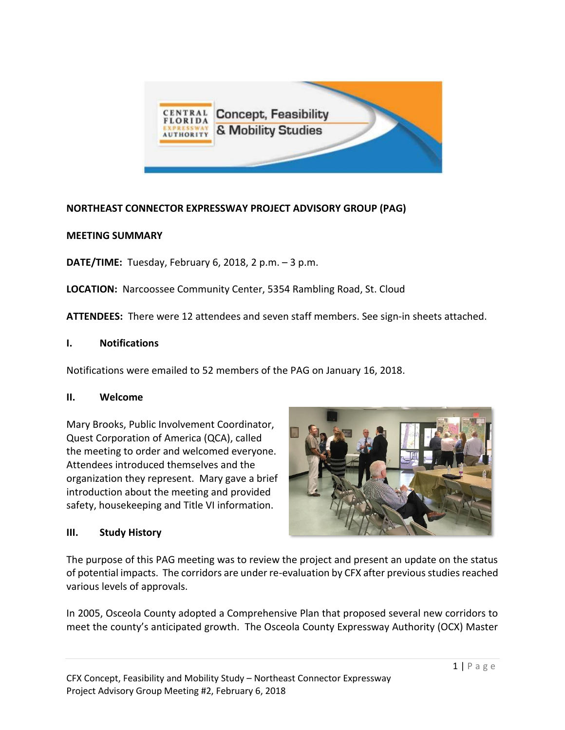**NORTHEAST CONNECTOR EXPRESSWAY PROJECT ADVISORY GROUP (PAG)**

**MEETING SUMMARY**

**DATE/TIME:** Tuesday, February 6, 2018, 2 p.m. – 3 p.m.

**LOCATION:** Narcoossee Community Center, 5354 Rambling Road, St. Cloud

**ATTENDEES:** There were 12 attendees and seven staff members. See sign-in sheets attached.

## I. Notifications

Notifications were emailed to 52 members of the PAG on January 16, 2018.

## II. Welcome

Mary Brooks, Public Involvement Coordinator, Quest Corporation of America (QCA), called the meeting to order and welcomed everyone. Attendees introduced themselves and the organization they represent. Mary gave a brief introduction about the meeting and provided safety, housekeeping and Title VI information.

## III. Study History

The purpose of this PAG meeting was to review the project and present an update on the status of potential impacts. The corridors are under re-evaluation by CFX after previous studies reached various levels of approvals.

In 2005, Osceola County adopted a Comprehensive Plan that proposed several new corridors to meet the county's anticipated growth. The Osceola County Expressway Authority (OCX) Master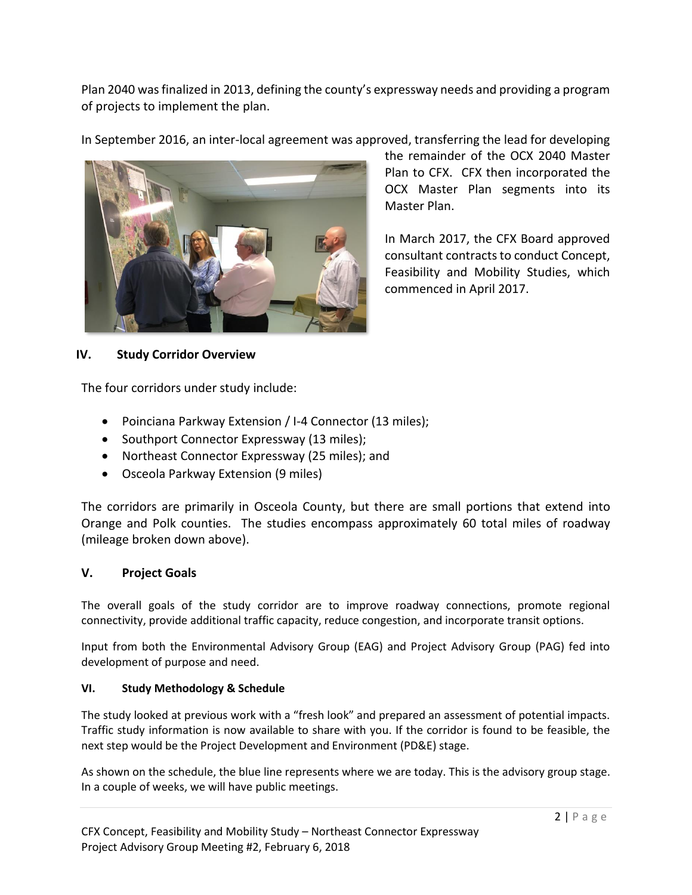Plan 2040 was finalized in 2013, defining the county's expressway needs and providing a program of projects to implement the plan.

In September 2016, an inter-local agreement was approved, transferring the lead for developing the remainder of the OCX 2040 Master Plan to CFX. CFX then incorporated the OCX Master Plan segments into its Master Plan.

In March 2017, the CFX Board approved consultant contracts to conduct Concept, Feasibility and Mobility Studies, which commenced in April 2017.

## IV. Study Corridor Overview

The four corridors under study include:

- Poinciana Parkway Extension / I-4 Connector (13 miles);
- Southport Connector Expressway (13 miles);
- Northeast Connector Expressway (25 miles); and
- Osceola Parkway Extension (9 miles)

The corridors are primarily in Osceola County, but there are small portions that extend into Orange and Polk counties. The studies encompass approximately 60 total miles of roadway (mileage broken down above).

## V. Project Goals

The overall goals of the study corridor are to improve roadway connections, promote regional connectivity, provide additional traffic capacity, reduce congestion, and incorporate transit options.

Input from both the Environmental Advisory Group (EAG) and Project Advisory Group (PAG) fed into development of purpose and need.

## VI. Study Methodology & Schedule

The study looked at previous work with a "fresh look" and prepared an assessment of potential impacts. Traffic study information is now available to share with you. If the corridor is found to be feasible, the next step would be the Project Development and Environment (PD&E) stage.

As shown on the schedule, the blue line represents where we are today. This is the advisory group stage. In a couple of weeks, we will have public meetings.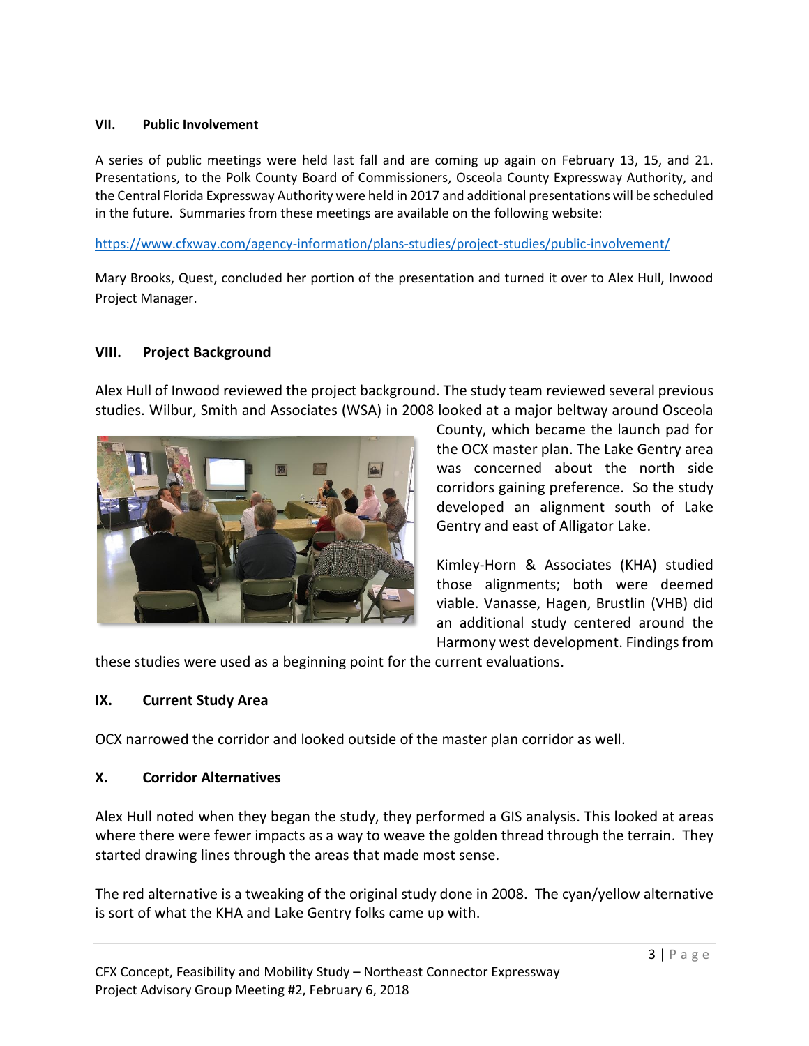### VII. Public Involvement

A series of public meetings were held last fall and are coming up again on February 13, 15, and 21. Presentations, to the Polk County Board of Commissioners, Osceola County Expressway Authority, and the Central Florida Expressway Authority were held in 2017 and additional presentations will be scheduled in the future. Summaries from these meetings are available on the following website:

https://www.cfxway.com/agency-information/plans-studies/project-studies/public-involvement/

Mary Brooks, Quest, concluded her portion of the presentation and turned it over to Alex Hull, Inwood Project Manager.

### VIII. Project Background

Alex Hull of Inwood reviewed the project background. The study team reviewed several previous studies. Wilbur, Smith and Associates (WSA) in 2008 looked at a major beltway around Osceola County, which became the launch pad for the OCX master plan. The Lake Gentry area was concerned about the north side corridors gaining preference. So the study developed an alignment south of Lake Gentry and east of Alligator Lake.

Kimley-Horn & Associates (KHA) studied those alignments; both were deemed viable. Vanasse, Hagen, Brustlin (VHB) did an additional study centered around the Harmony west development. Findings from these studies were used as a beginning point for the current evaluations.

### IX. Current Study Area

OCX narrowed the corridor and looked outside of the master plan corridor as well.

### X. Corridor Alternatives

Alex Hull noted when they began the study, they performed a GIS analysis. This looked at areas where there were fewer impacts as a way to weave the golden thread through the terrain. They started drawing lines through the areas that made most sense.

The red alternative is a tweaking of the original study done in 2008. The cyan/yellow alternative is sort of what the KHA and Lake Gentry folks came up with.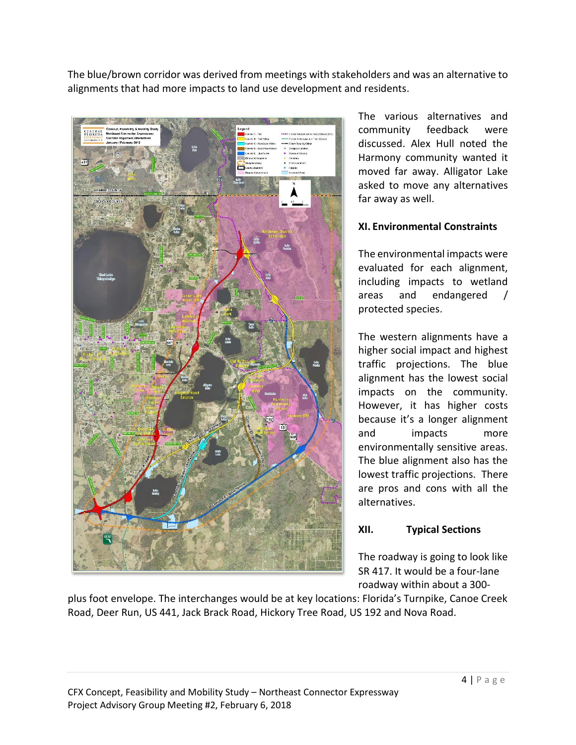The blue/brown corridor was derived from meetings with stakeholders and was an alternative to alignments that had more impacts to land use development and residents.

The various alternatives and community feedback were discussed. Alex Hull noted the Harmony community wanted it moved far away. Alligator Lake asked to move any alternatives far away as well.

## XI. Environmental Constraints

The environmental impacts were evaluated for each alignment, including impacts to wetland areas and endangered / protected species.

The western alignments have a higher social impact and highest traffic projections. The blue alignment has the lowest social impacts on the community. However, it has higher costs because it's a longer alignment and impacts more environmentally sensitive areas. The blue alignment also has the lowest traffic projections. There are pros and cons with all the alternatives.

## XII. Typical Sections

The roadway is going to look like SR 417. It would be a four-lane roadway within about a 300-plus foot envelope. The interchanges would be at key locations: Florida's Turnpike, Canoe Creek Road, Deer Run, US 441, Jack Brack Road, Hickory Tree Road, US 192 and Nova Road.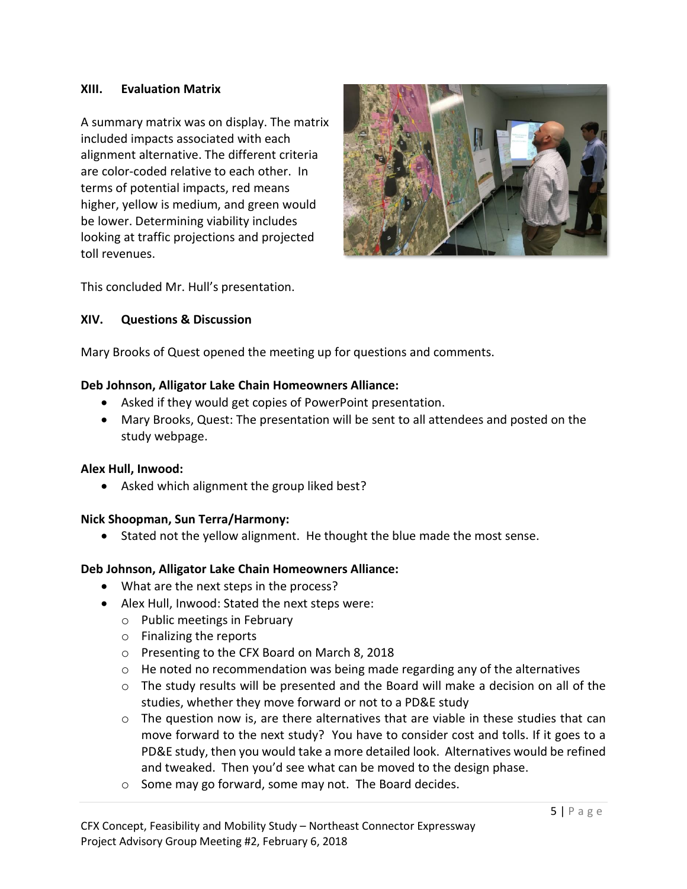## XIII. Evaluation Matrix

A summary matrix was on display. The matrix included impacts associated with each alignment alternative. The different criteria are color-coded relative to each other. In terms of potential impacts, red means higher, yellow is medium, and green would be lower. Determining viability includes looking at traffic projections and projected toll revenues.

This concluded Mr. Hull's presentation.

## XIV. Questions & Discussion

Mary Brooks of Quest opened the meeting up for questions and comments.

**Deb Johnson, Alligator Lake Chain Homeowners Alliance:**

- Asked if they would get copies of PowerPoint presentation.
- Mary Brooks, Quest: The presentation will be sent to all attendees and posted on the study webpage.

**Alex Hull, Inwood:**

- Asked which alignment the group liked best?

**Nick Shoopman, Sun Terra/Harmony:**

- Stated not the yellow alignment. He thought the blue made the most sense.

**Deb Johnson, Alligator Lake Chain Homeowners Alliance:**

- What are the next steps in the process?
- Alex Hull, Inwood: Stated the next steps were:
  - Public meetings in February
  - Finalizing the reports
  - Presenting to the CFX Board on March 8, 2018
  - He noted no recommendation was being made regarding any of the alternatives
  - The study results will be presented and the Board will make a decision on all of the studies, whether they move forward or not to a PD&E study
  - The question now is, are there alternatives that are viable in these studies that can move forward to the next study? You have to consider cost and tolls. If it goes to a PD&E study, then you would take a more detailed look. Alternatives would be refined and tweaked. Then you'd see what can be moved to the design phase.
  - Some may go forward, some may not. The Board decides.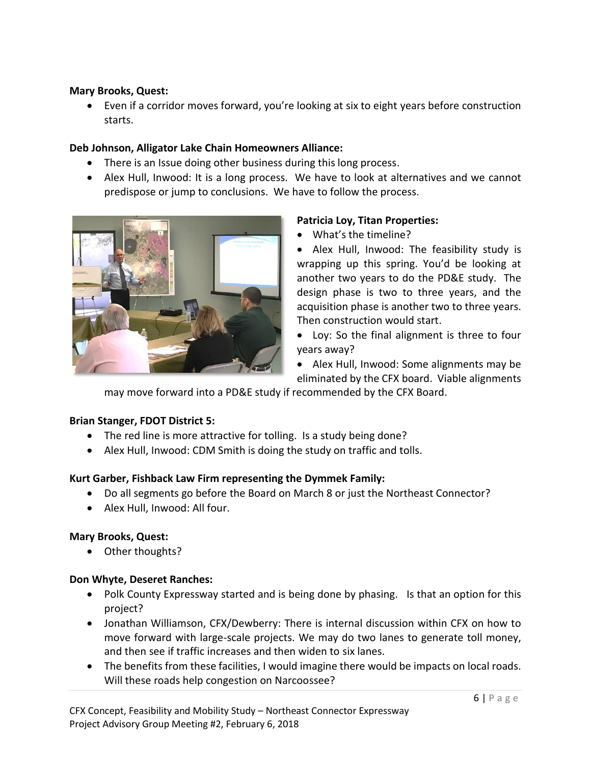**Mary Brooks, Quest:**

- Even if a corridor moves forward, you're looking at six to eight years before construction starts.

**Deb Johnson, Alligator Lake Chain Homeowners Alliance:**

- There is an Issue doing other business during this long process.
- Alex Hull, Inwood: It is a long process. We have to look at alternatives and we cannot predispose or jump to conclusions. We have to follow the process.

**Patricia Loy, Titan Properties:**

- What's the timeline?
- Alex Hull, Inwood: The feasibility study is wrapping up this spring. You'd be looking at another two years to do the PD&E study. The design phase is two to three years, and the acquisition phase is another two to three years. Then construction would start.
- Loy: So the final alignment is three to four years away?
- Alex Hull, Inwood: Some alignments may be eliminated by the CFX board. Viable alignments may move forward into a PD&E study if recommended by the CFX Board.

**Brian Stanger, FDOT District 5:**

- The red line is more attractive for tolling. Is a study being done?
- Alex Hull, Inwood: CDM Smith is doing the study on traffic and tolls.

**Kurt Garber, Fishback Law Firm representing the Dymmek Family:**

- Do all segments go before the Board on March 8 or just the Northeast Connector?
- Alex Hull, Inwood: All four.

**Mary Brooks, Quest:**

- Other thoughts?

**Don Whyte, Deseret Ranches:**

- Polk County Expressway started and is being done by phasing. Is that an option for this project?
- Jonathan Williamson, CFX/Dewberry: There is internal discussion within CFX on how to move forward with large-scale projects. We may do two lanes to generate toll money, and then see if traffic increases and then widen to six lanes.
- The benefits from these facilities, I would imagine there would be impacts on local roads. Will these roads help congestion on Narcoossee?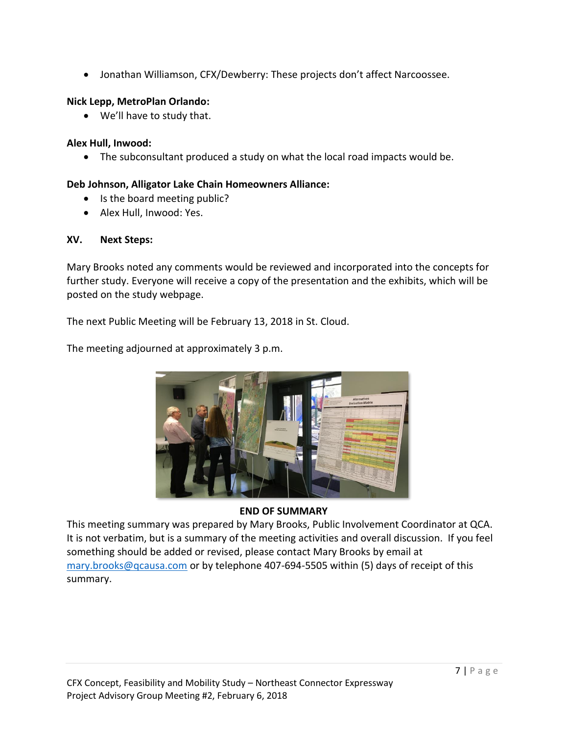- Jonathan Williamson, CFX/Dewberry: These projects don't affect Narcoossee.

**Nick Lepp, MetroPlan Orlando:**

- We'll have to study that.

**Alex Hull, Inwood:**

- The subconsultant produced a study on what the local road impacts would be.

**Deb Johnson, Alligator Lake Chain Homeowners Alliance:**

- Is the board meeting public?
- Alex Hull, Inwood: Yes.

## XV. Next Steps:

Mary Brooks noted any comments would be reviewed and incorporated into the concepts for further study. Everyone will receive a copy of the presentation and the exhibits, which will be posted on the study webpage.

The next Public Meeting will be February 13, 2018 in St. Cloud.

The meeting adjourned at approximately 3 p.m.

**END OF SUMMARY**

This meeting summary was prepared by Mary Brooks, Public Involvement Coordinator at QCA. It is not verbatim, but is a summary of the meeting activities and overall discussion. If you feel something should be added or revised, please contact Mary Brooks by email at [mary.brooks@qcausa.com](mailto:mary.brooks@qcausa.com) or by telephone 407-694-5505 within (5) days of receipt of this summary.